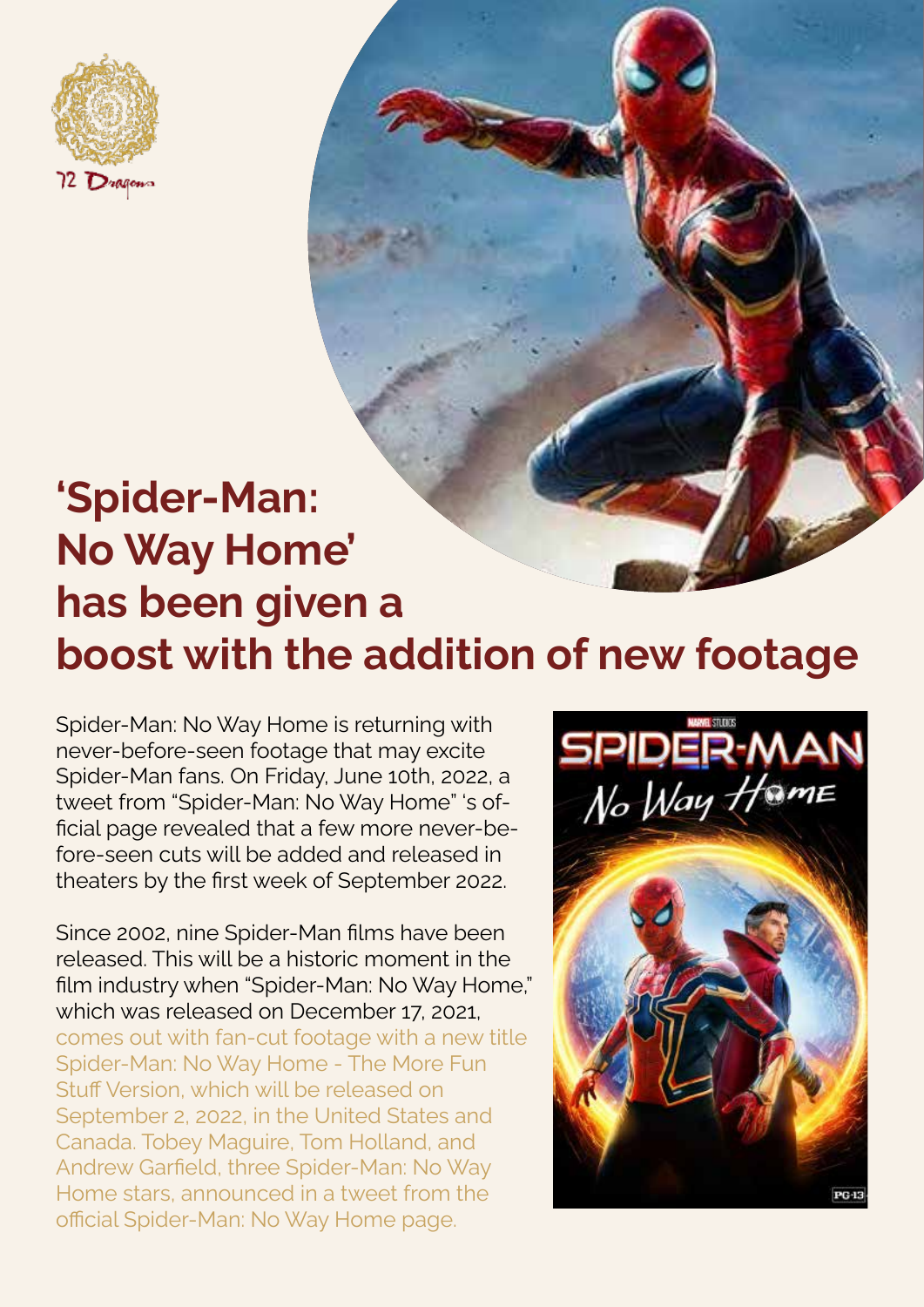# 'Spider-Man: No Way Home' has been given a boost with the addition of new footage

Spider-Man: No Way Home is returning with never-before-seen footage that may excite Spider-Man fans. On Friday, June 10th, 2022, a tweet from "Spider-Man: No Way Home" 's official page revealed that a few more never-before-seen cuts will be added and released in theaters by the first week of September 2022.

Since 2002, nine Spider-Man films have been released. This will be a historic moment in the film industry when "Spider-Man: No Way Home," which was released on December 17, 2021, comes out with fan-cut footage with a new title Spider-Man: No Way Home - The More Fun Stuff Version, which will be released on September 2, 2022, in the United States and Canada. Tobey Maguire, Tom Holland, and Andrew Garfield, three Spider-Man: No Way Home stars, announced in a tweet from the official Spider-Man: No Way Home page.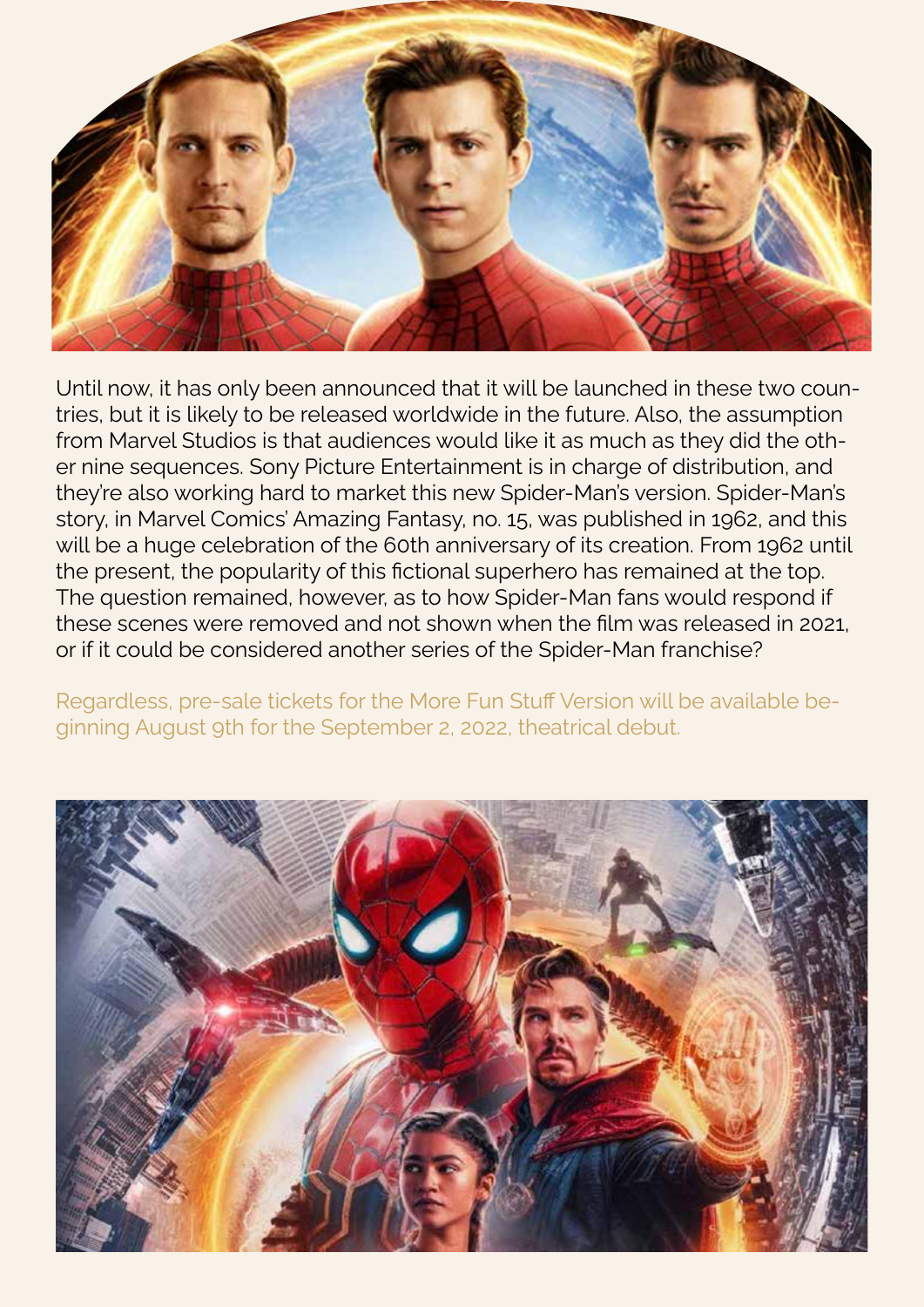Until now, it has only been announced that it will be launched in these two countries, but it is likely to be released worldwide in the future. Also, the assumption from Marvel Studios is that audiences would like it as much as they did the other nine sequences. Sony Picture Entertainment is in charge of distribution, and they're also working hard to market this new Spider-Man's version. Spider-Man's story, in Marvel Comics' Amazing Fantasy, no. 15, was published in 1962, and this will be a huge celebration of the 60th anniversary of its creation. From 1962 until the present, the popularity of this fictional superhero has remained at the top. The question remained, however, as to how Spider-Man fans would respond if these scenes were removed and not shown when the film was released in 2021, or if it could be considered another series of the Spider-Man franchise?

Regardless, pre-sale tickets for the More Fun Stuff Version will be available beginning August 9th for the September 2, 2022, theatrical debut.